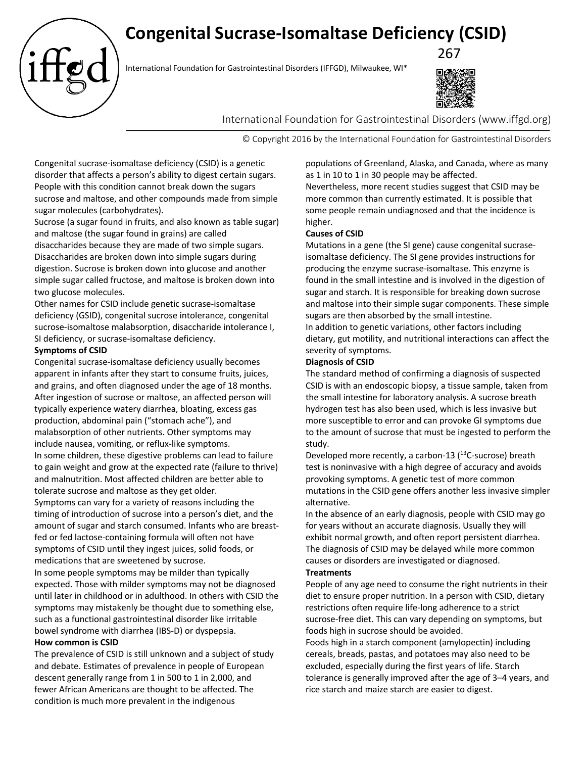# Congenital Sucrase-Isomaltase Deficiency (CSID)

International Foundation for Gastrointestinal Disorders (IFFGD), Milwaukee, WI*

267

International Foundation for Gastrointestinal Disorders (www.iffgd.org)

© Copyright 2016 by the International Foundation for Gastrointestinal Disorders

Congenital sucrase-isomaltase deficiency (CSID) is a genetic disorder that affects a person's ability to digest certain sugars. People with this condition cannot break down the sugars sucrose and maltose, and other compounds made from simple sugar molecules (carbohydrates).

Sucrose (a sugar found in fruits, and also known as table sugar) and maltose (the sugar found in grains) are called disaccharides because they are made of two simple sugars. Disaccharides are broken down into simple sugars during digestion. Sucrose is broken down into glucose and another simple sugar called fructose, and maltose is broken down into two glucose molecules.

Other names for CSID include genetic sucrase-isomaltase deficiency (GSID), congenital sucrose intolerance, congenital sucrose-isomaltose malabsorption, disaccharide intolerance I, SI deficiency, or sucrase-isomaltase deficiency.

**Symptoms of CSID**

Congenital sucrase-isomaltase deficiency usually becomes apparent in infants after they start to consume fruits, juices, and grains, and often diagnosed under the age of 18 months. After ingestion of sucrose or maltose, an affected person will typically experience watery diarrhea, bloating, excess gas production, abdominal pain ("stomach ache"), and malabsorption of other nutrients. Other symptoms may include nausea, vomiting, or reflux-like symptoms.

In some children, these digestive problems can lead to failure to gain weight and grow at the expected rate (failure to thrive) and malnutrition. Most affected children are better able to tolerate sucrose and maltose as they get older.

Symptoms can vary for a variety of reasons including the timing of introduction of sucrose into a person's diet, and the amount of sugar and starch consumed. Infants who are breast-fed or fed lactose-containing formula will often not have symptoms of CSID until they ingest juices, solid foods, or medications that are sweetened by sucrose.

In some people symptoms may be milder than typically expected. Those with milder symptoms may not be diagnosed until later in childhood or in adulthood. In others with CSID the symptoms may mistakenly be thought due to something else, such as a functional gastrointestinal disorder like irritable bowel syndrome with diarrhea (IBS-D) or dyspepsia.

**How common is CSID**

The prevalence of CSID is still unknown and a subject of study and debate. Estimates of prevalence in people of European descent generally range from 1 in 500 to 1 in 2,000, and fewer African Americans are thought to be affected. The condition is much more prevalent in the indigenous populations of Greenland, Alaska, and Canada, where as many as 1 in 10 to 1 in 30 people may be affected.

Nevertheless, more recent studies suggest that CSID may be more common than currently estimated. It is possible that some people remain undiagnosed and that the incidence is higher.

**Causes of CSID**

Mutations in a gene (the SI gene) cause congenital sucrase-isomaltase deficiency. The SI gene provides instructions for producing the enzyme sucrase-isomaltase. This enzyme is found in the small intestine and is involved in the digestion of sugar and starch. It is responsible for breaking down sucrose and maltose into their simple sugar components. These simple sugars are then absorbed by the small intestine.

In addition to genetic variations, other factors including dietary, gut motility, and nutritional interactions can affect the severity of symptoms.

**Diagnosis of CSID**

The standard method of confirming a diagnosis of suspected CSID is with an endoscopic biopsy, a tissue sample, taken from the small intestine for laboratory analysis. A sucrose breath hydrogen test has also been used, which is less invasive but more susceptible to error and can provoke GI symptoms due to the amount of sucrose that must be ingested to perform the study.

Developed more recently, a carbon-13 ($^{13}$C-sucrose) breath test is noninvasive with a high degree of accuracy and avoids provoking symptoms. A genetic test of more common mutations in the CSID gene offers another less invasive simpler alternative.

In the absence of an early diagnosis, people with CSID may go for years without an accurate diagnosis. Usually they will exhibit normal growth, and often report persistent diarrhea. The diagnosis of CSID may be delayed while more common causes or disorders are investigated or diagnosed.

**Treatments**

People of any age need to consume the right nutrients in their diet to ensure proper nutrition. In a person with CSID, dietary restrictions often require life-long adherence to a strict sucrose-free diet. This can vary depending on symptoms, but foods high in sucrose should be avoided.

Foods high in a starch component (amylopectin) including cereals, breads, pastas, and potatoes may also need to be excluded, especially during the first years of life. Starch tolerance is generally improved after the age of 3–4 years, and rice starch and maize starch are easier to digest.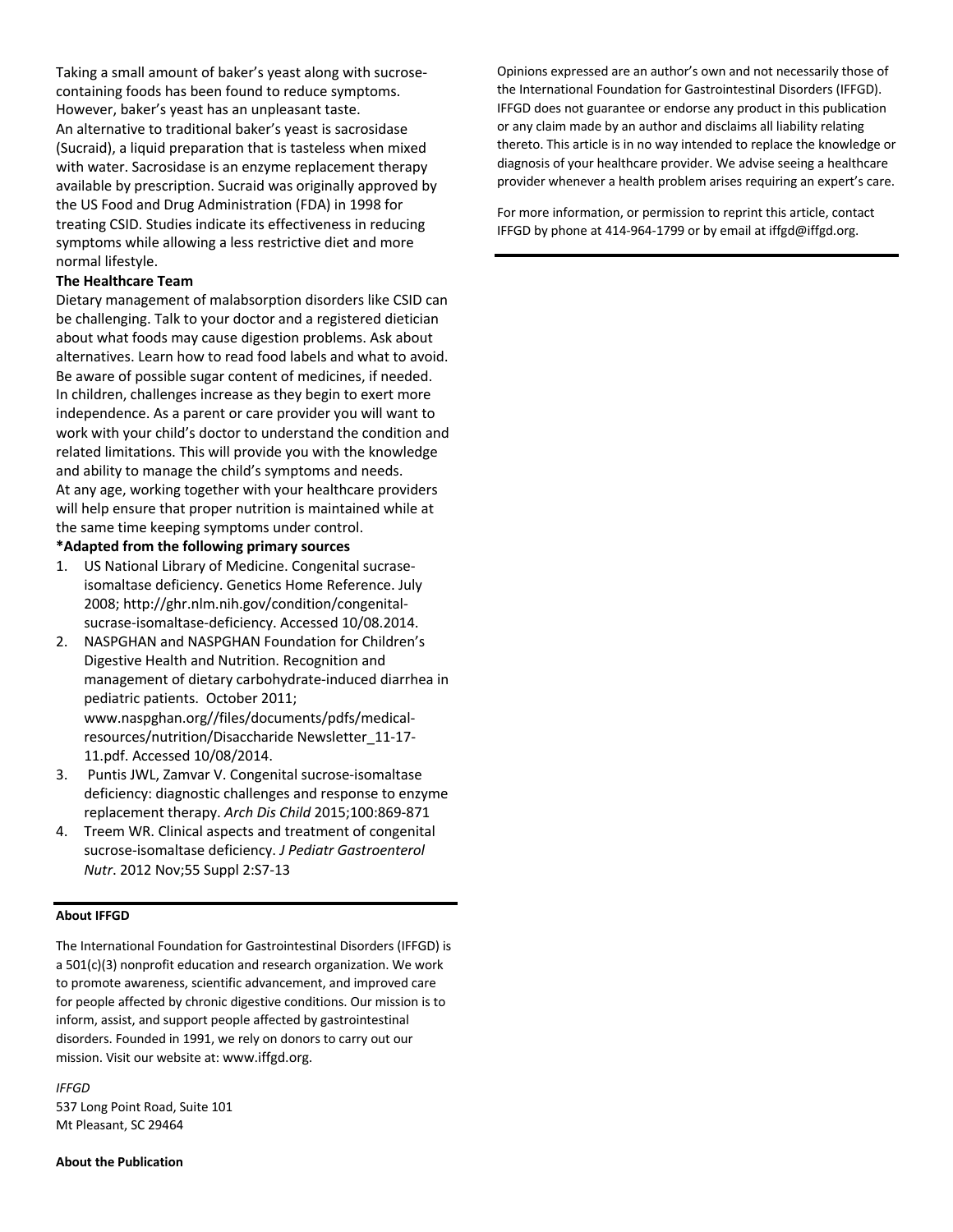Taking a small amount of baker's yeast along with sucrose-containing foods has been found to reduce symptoms. However, baker's yeast has an unpleasant taste.

An alternative to traditional baker's yeast is sacrosidase (Sucraid), a liquid preparation that is tasteless when mixed with water. Sacrosidase is an enzyme replacement therapy available by prescription. Sucraid was originally approved by the US Food and Drug Administration (FDA) in 1998 for treating CSID. Studies indicate its effectiveness in reducing symptoms while allowing a less restrictive diet and more normal lifestyle.

**The Healthcare Team**

Dietary management of malabsorption disorders like CSID can be challenging. Talk to your doctor and a registered dietician about what foods may cause digestion problems. Ask about alternatives. Learn how to read food labels and what to avoid. Be aware of possible sugar content of medicines, if needed.

In children, challenges increase as they begin to exert more independence. As a parent or care provider you will want to work with your child's doctor to understand the condition and related limitations. This will provide you with the knowledge and ability to manage the child's symptoms and needs.

At any age, working together with your healthcare providers will help ensure that proper nutrition is maintained while at the same time keeping symptoms under control.

**\*Adapted from the following primary sources**

1. US National Library of Medicine. Congenital sucrase-isomaltase deficiency. Genetics Home Reference. July 2008; http://ghr.nlm.nih.gov/condition/congenital-sucrase-isomaltase-deficiency. Accessed 10/08.2014.
2. NASPGHAN and NASPGHAN Foundation for Children's Digestive Health and Nutrition. Recognition and management of dietary carbohydrate-induced diarrhea in pediatric patients. October 2011; www.naspghan.org//files/documents/pdfs/medical-resources/nutrition/Disaccharide Newsletter_11-17-11.pdf. Accessed 10/08/2014.
3. Puntis JWL, Zamvar V. Congenital sucrose-isomaltase deficiency: diagnostic challenges and response to enzyme replacement therapy. *Arch Dis Child* 2015;100:869-871
4. Treem WR. Clinical aspects and treatment of congenital sucrose-isomaltase deficiency. *J Pediatr Gastroenterol Nutr*. 2012 Nov;55 Suppl 2:S7-13

**About IFFGD**

The International Foundation for Gastrointestinal Disorders (IFFGD) is a 501(c)(3) nonprofit education and research organization. We work to promote awareness, scientific advancement, and improved care for people affected by chronic digestive conditions. Our mission is to inform, assist, and support people affected by gastrointestinal disorders. Founded in 1991, we rely on donors to carry out our mission. Visit our website at: www.iffgd.org.

*IFFGD*
537 Long Point Road, Suite 101
Mt Pleasant, SC 29464

**About the Publication**

Opinions expressed are an author's own and not necessarily those of the International Foundation for Gastrointestinal Disorders (IFFGD). IFFGD does not guarantee or endorse any product in this publication or any claim made by an author and disclaims all liability relating thereto. This article is in no way intended to replace the knowledge or diagnosis of your healthcare provider. We advise seeing a healthcare provider whenever a health problem arises requiring an expert's care.

For more information, or permission to reprint this article, contact IFFGD by phone at 414-964-1799 or by email at iffgd@iffgd.org.